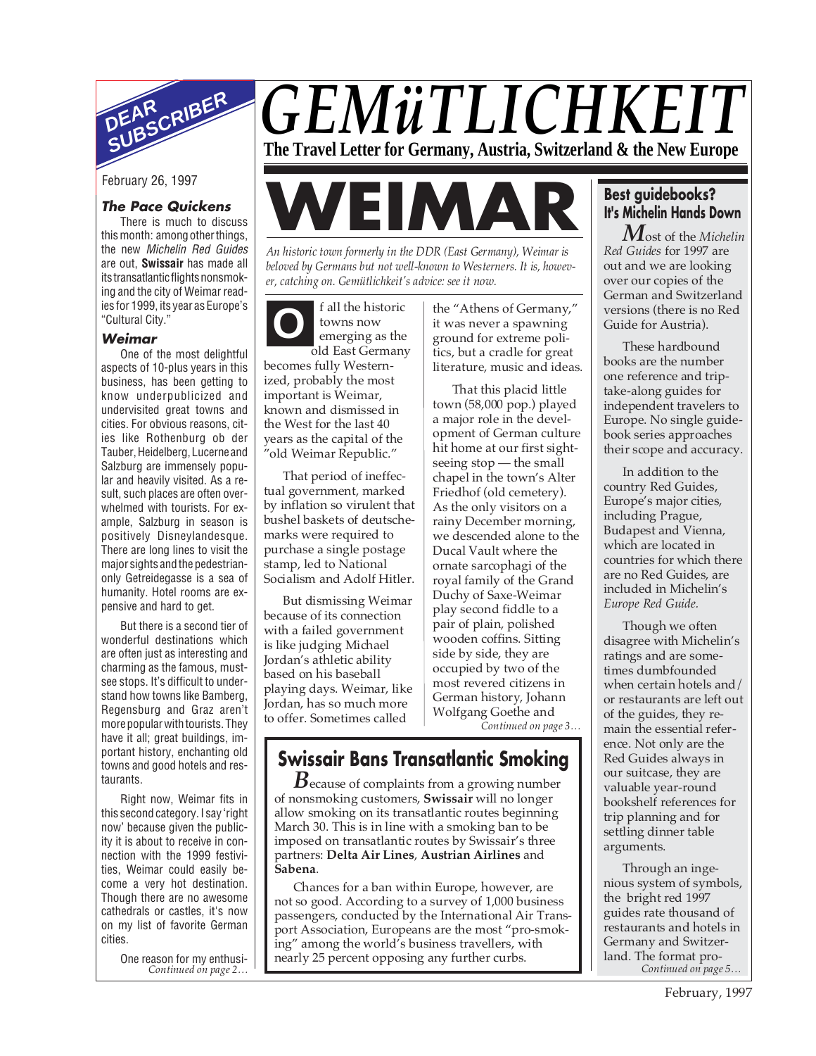DEAR SUBSCRIBER

# GEMüTLICHKEIT

**The Travel Letter for Germany, Austria, Switzerland & the New Europe**

February 26, 1997

### *The Pace Quickens*

There is much to discuss this month: among other things, the new *Michelin Red Guides* are out, **Swissair** has made all its transatlantic flights nonsmoking and the city of Weimar readies for 1999, its year as Europe's "Cultural City."

### *Weimar*

One of the most delightful aspects of 10-plus years in this business, has been getting to know underpublicized and undervisited great towns and cities. For obvious reasons, cities like Rothenburg ob der Tauber, Heidelberg, Lucerne and Salzburg are immensely popular and heavily visited. As a result, such places are often overwhelmed with tourists. For example, Salzburg in season is positively Disneylandesque. There are long lines to visit the major sights and the pedestrian-only Getreidegasse is a sea of humanity. Hotel rooms are expensive and hard to get.

But there is a second tier of wonderful destinations which are often just as interesting and charming as the famous, must-see stops. It's difficult to understand how towns like Bamberg, Regensburg and Graz aren't more popular with tourists. They have it all; great buildings, important history, enchanting old towns and good hotels and restaurants.

Right now, Weimar fits in this second category. I say 'right now' because given the publicity it is about to receive in connection with the 1999 festivities, Weimar could easily become a very hot destination. Though there are no awesome cathedrals or castles, it's now on my list of favorite German cities.

One reason for my enthusi-
*Continued on page 2…*

# WEIMAR

*An historic town formerly in the DDR (East Germany), Weimar is beloved by Germans but not well-known to Westerners. It is, however, catching on. Gemütlichkeit's advice: see it now.*

Of all the historic towns now emerging as the old East Germany becomes fully Westernized, probably the most important is Weimar, known and dismissed in the West for the last 40 years as the capital of the "old Weimar Republic."

That period of ineffectual government, marked by inflation so virulent that bushel baskets of deutschemarks were required to purchase a single postage stamp, led to National Socialism and Adolf Hitler.

But dismissing Weimar because of its connection with a failed government is like judging Michael Jordan's athletic ability based on his baseball playing days. Weimar, like Jordan, has so much more to offer. Sometimes called the "Athens of Germany," it was never a spawning ground for extreme politics, but a cradle for great literature, music and ideas.

That this placid little town (58,000 pop.) played a major role in the development of German culture hit home at our first sightseeing stop — the small chapel in the town's Alter Friedhof (old cemetery). As the only visitors on a rainy December morning, we descended alone to the Ducal Vault where the ornate sarcophagi of the royal family of the Grand Duchy of Saxe-Weimar play second fiddle to a pair of plain, polished wooden coffins. Sitting side by side, they are occupied by two of the most revered citizens in German history, Johann Wolfgang Goethe and
*Continued on page 3…*

## Swissair Bans Transatlantic Smoking

*B*ecause of complaints from a growing number of nonsmoking customers, **Swissair** will no longer allow smoking on its transatlantic routes beginning March 30. This is in line with a smoking ban to be imposed on transatlantic routes by Swissair's three partners: **Delta Air Lines**, **Austrian Airlines** and **Sabena**.

Chances for a ban within Europe, however, are not so good. According to a survey of 1,000 business passengers, conducted by the International Air Transport Association, Europeans are the most "pro-smoking" among the world's business travellers, with nearly 25 percent opposing any further curbs.

## Best guidebooks? It's Michelin Hands Down

*M*ost of the *Michelin Red Guides* for 1997 are out and we are looking over our copies of the German and Switzerland versions (there is no Red Guide for Austria).

These hardbound books are the number one reference and trip-take-along guides for independent travelers to Europe. No single guidebook series approaches their scope and accuracy.

In addition to the country Red Guides, Europe's major cities, including Prague, Budapest and Vienna, which are located in countries for which there are no Red Guides, are included in Michelin's *Europe Red Guide*.

Though we often disagree with Michelin's ratings and are sometimes dumbfounded when certain hotels and/or restaurants are left out of the guides, they remain the essential reference. Not only are the Red Guides always in our suitcase, they are valuable year-round bookshelf references for trip planning and for settling dinner table arguments.

Through an ingenious system of symbols, the bright red 1997 guides rate thousand of restaurants and hotels in Germany and Switzerland. The format pro-
*Continued on page 5…*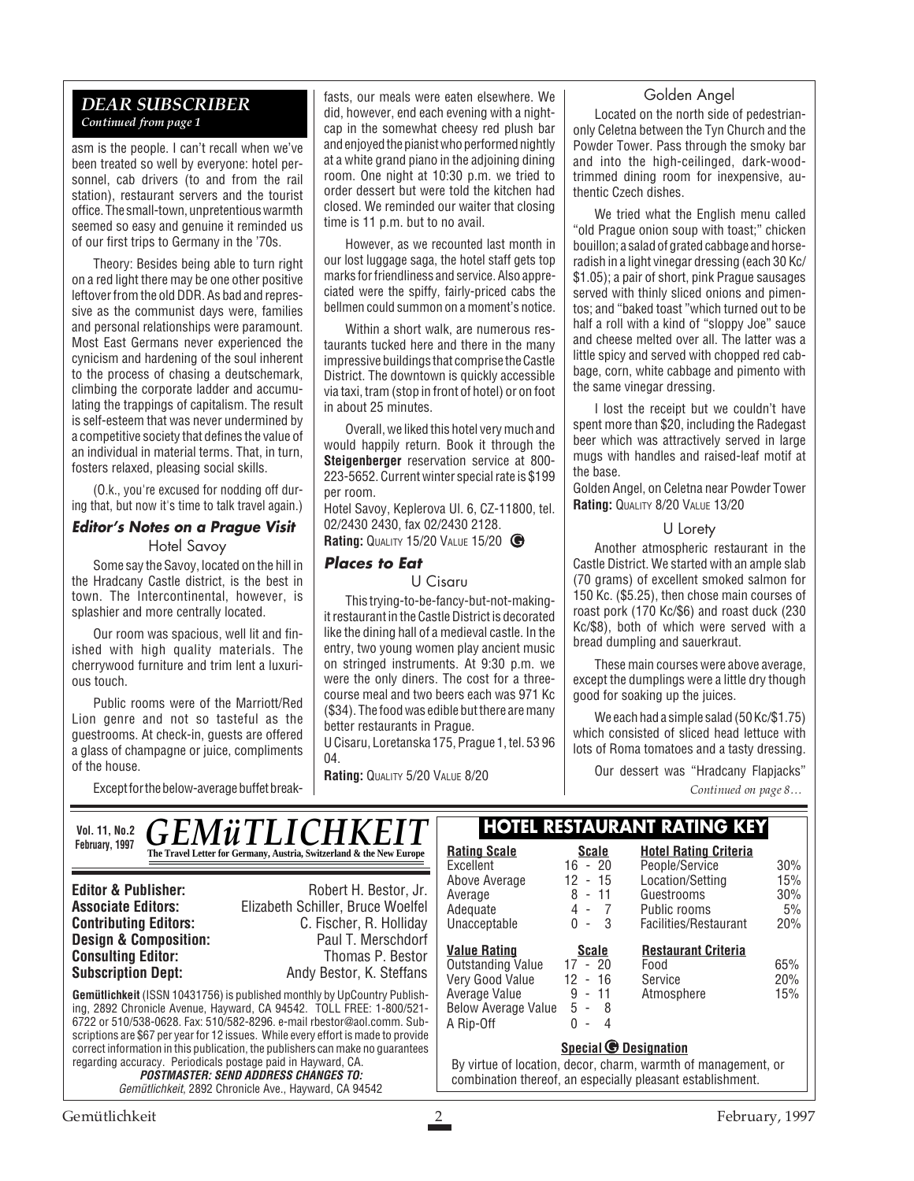## DEAR SUBSCRIBER

*Continued from page 1*

asm is the people. I can't recall when we've been treated so well by everyone: hotel personnel, cab drivers (to and from the rail station), restaurant servers and the tourist office. The small-town, unpretentious warmth seemed so easy and genuine it reminded us of our first trips to Germany in the '70s.

Theory: Besides being able to turn right on a red light there may be one other positive leftover from the old DDR. As bad and repressive as the communist days were, families and personal relationships were paramount. Most East Germans never experienced the cynicism and hardening of the soul inherent to the process of chasing a deutschemark, climbing the corporate ladder and accumulating the trappings of capitalism. The result is self-esteem that was never undermined by a competitive society that defines the value of an individual in material terms. That, in turn, fosters relaxed, pleasing social skills.

(O.k., you're excused for nodding off during that, but now it's time to talk travel again.)

### Editor's Notes on a Prague Visit

#### Hotel Savoy

Some say the Savoy, located on the hill in the Hradcany Castle district, is the best in town. The Intercontinental, however, is splashier and more centrally located.

Our room was spacious, well lit and finished with high quality materials. The cherrywood furniture and trim lent a luxurious touch.

Public rooms were of the Marriott/Red Lion genre and not so tasteful as the guestrooms. At check-in, guests are offered a glass of champagne or juice, compliments of the house.

Except for the below-average buffet breakfasts, our meals were eaten elsewhere. We did, however, end each evening with a nightcap in the somewhat cheesy red plush bar and enjoyed the pianist who performed nightly at a white grand piano in the adjoining dining room. One night at 10:30 p.m. we tried to order dessert but were told the kitchen had closed. We reminded our waiter that closing time is 11 p.m. but to no avail.

However, as we recounted last month in our lost luggage saga, the hotel staff gets top marks for friendliness and service. Also appreciated were the spiffy, fairly-priced cabs the bellmen could summon on a moment's notice.

Within a short walk, are numerous restaurants tucked here and there in the many impressive buildings that comprise the Castle District. The downtown is quickly accessible via taxi, tram (stop in front of hotel) or on foot in about 25 minutes.

Overall, we liked this hotel very much and would happily return. Book it through the **Steigenberger** reservation service at 800-223-5652. Current winter special rate is $199 per room.

Hotel Savoy, Keplerova Ul. 6, CZ-11800, tel. 02/2430 2430, fax 02/2430 2128.

**Rating:** QUALITY 15/20 VALUE 15/20 G

### Places to Eat

#### U Cisaru

This trying-to-be-fancy-but-not-making-it restaurant in the Castle District is decorated like the dining hall of a medieval castle. In the entry, two young women play ancient music on stringed instruments. At 9:30 p.m. we were the only diners. The cost for a three-course meal and two beers each was 971 Kc ($34). The food was edible but there are many better restaurants in Prague.

U Cisaru, Loretanska 175, Prague 1, tel. 53 96 04.

**Rating:** QUALITY 5/20 VALUE 8/20

#### Golden Angel

Located on the north side of pedestrian-only Celetna between the Tyn Church and the Powder Tower. Pass through the smoky bar and into the high-ceilinged, dark-wood-trimmed dining room for inexpensive, authentic Czech dishes.

We tried what the English menu called "old Prague onion soup with toast;" chicken bouillon; a salad of grated cabbage and horseradish in a light vinegar dressing (each 30 Kc/$1.05); a pair of short, pink Prague sausages served with thinly sliced onions and pimentos; and "baked toast "which turned out to be half a roll with a kind of "sloppy Joe" sauce and cheese melted over all. The latter was a little spicy and served with chopped red cabbage, corn, white cabbage and pimento with the same vinegar dressing.

I lost the receipt but we couldn't have spent more than $20, including the Radegast beer which was attractively served in large mugs with handles and raised-leaf motif at the base.

Golden Angel, on Celetna near Powder Tower

**Rating:** QUALITY 8/20 VALUE 13/20

#### U Lorety

Another atmospheric restaurant in the Castle District. We started with an ample slab (70 grams) of excellent smoked salmon for 150 Kc. ($5.25), then chose main courses of roast pork (170 Kc/$6) and roast duck (230 Kc/$8), both of which were served with a bread dumpling and sauerkraut.

These main courses were above average, except the dumplings were a little dry though good for soaking up the juices.

We each had a simple salad (50 Kc/$1.75) which consisted of sliced head lettuce with lots of Roma tomatoes and a tasty dressing.

Our dessert was "Hradcany Flapjacks"

*Continued on page 8…*

---

**Vol. 11, No.2**
**February, 1997**

# GEMüTLICHKEIT

**The Travel Letter for Germany, Austria, Switzerland & the New Europe**

| | |
|---|---|
| **Editor & Publisher:** | Robert H. Bestor, Jr. |
| **Associate Editors:** | Elizabeth Schiller, Bruce Woelfel |
| **Contributing Editors:** | C. Fischer, R. Holliday |
| **Design & Composition:** | Paul T. Merschdorf |
| **Consulting Editor:** | Thomas P. Bestor |
| **Subscription Dept:** | Andy Bestor, K. Steffans |

**Gemütlichkeit** (ISSN 10431756) is published monthly by UpCountry Publishing, 2892 Chronicle Avenue, Hayward, CA 94542. TOLL FREE: 1-800/521-6722 or 510/538-0628. Fax: 510/582-8296. e-mail rbestor@aol.comm. Subscriptions are $67 per year for 12 issues. While every effort is made to provide correct information in this publication, the publishers can make no guarantees regarding accuracy. Periodicals postage paid in Hayward, CA.

***POSTMASTER: SEND ADDRESS CHANGES TO:***
*Gemütlichkeit*, 2892 Chronicle Ave., Hayward, CA 94542

## HOTEL RESTAURANT RATING KEY

| Rating Scale | Scale | Hotel Rating Criteria | |
|---|---|---|---|
| Excellent | 16 - 20 | People/Service | 30% |
| Above Average | 12 - 15 | Location/Setting | 15% |
| Average | 8 - 11 | Guestrooms | 30% |
| Adequate | 4 - 7 | Public rooms | 5% |
| Unacceptable | 0 - 3 | Facilities/Restaurant | 20% |

| Value Rating | Scale | Restaurant Criteria | |
|---|---|---|---|
| Outstanding Value | 17 - 20 | Food | 65% |
| Very Good Value | 12 - 16 | Service | 20% |
| Average Value | 9 - 11 | Atmosphere | 15% |
| Below Average Value | 5 - 8 | | |
| A Rip-Off | 0 - 4 | | |

**Special G Designation**

By virtue of location, decor, charm, warmth of management, or combination thereof, an especially pleasant establishment.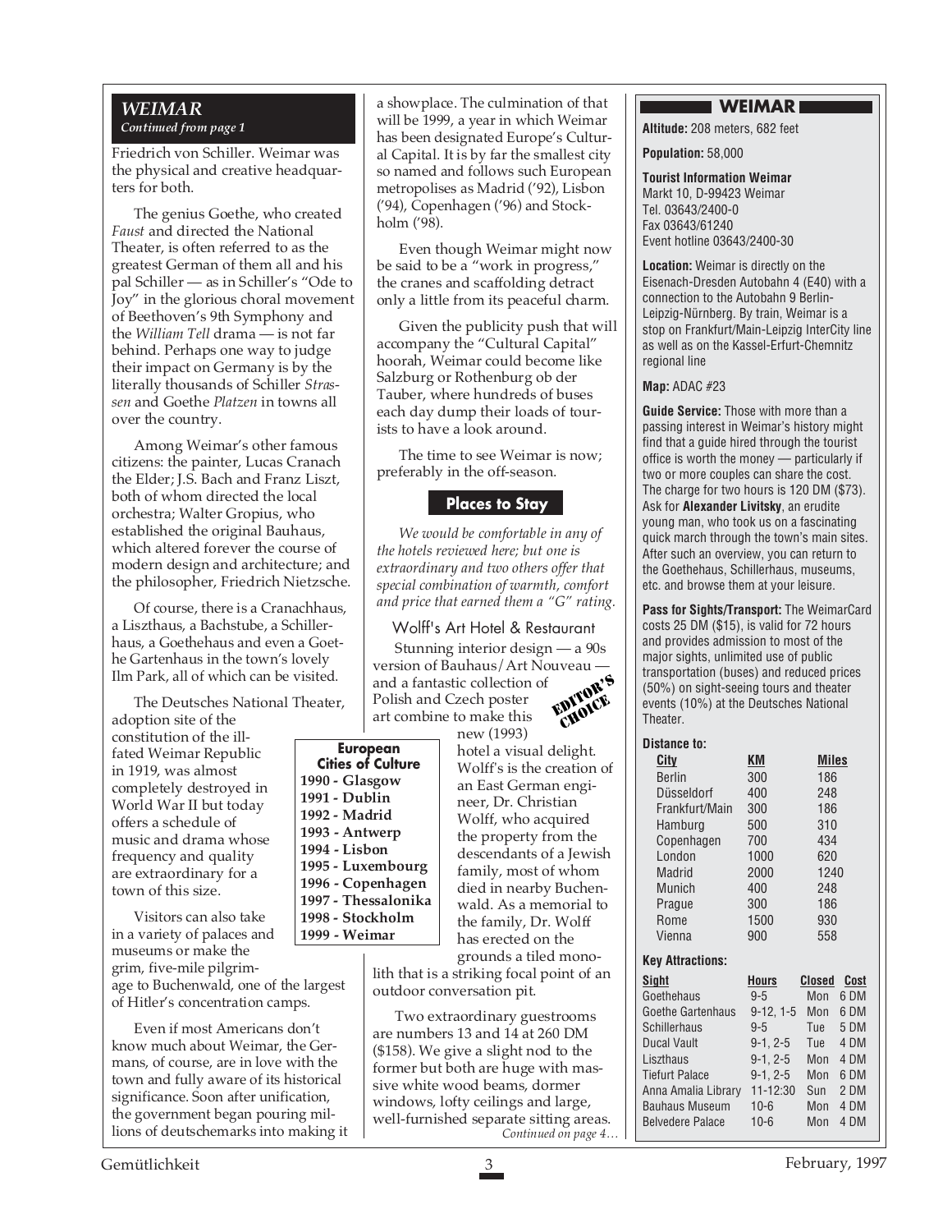## WEIMAR

*Continued from page 1*

Friedrich von Schiller. Weimar was the physical and creative headquarters for both.

The genius Goethe, who created *Faust* and directed the National Theater, is often referred to as the greatest German of them all and his pal Schiller — as in Schiller's "Ode to Joy" in the glorious choral movement of Beethoven's 9th Symphony and the *William Tell* drama — is not far behind. Perhaps one way to judge their impact on Germany is by the literally thousands of Schiller *Strassen* and Goethe *Platzen* in towns all over the country.

Among Weimar's other famous citizens: the painter, Lucas Cranach the Elder; J.S. Bach and Franz Liszt, both of whom directed the local orchestra; Walter Gropius, who established the original Bauhaus, which altered forever the course of modern design and architecture; and the philosopher, Friedrich Nietzsche.

Of course, there is a Cranachhaus, a Liszthaus, a Bachstube, a Schillerhaus, a Goethehaus and even a Goethe Gartenhaus in the town's lovely Ilm Park, all of which can be visited.

The Deutsches National Theater, adoption site of the constitution of the ill-fated Weimar Republic in 1919, was almost completely destroyed in World War II but today offers a schedule of music and drama whose frequency and quality are extraordinary for a town of this size.

Visitors can also take in a variety of palaces and museums or make the grim, five-mile pilgrimage to Buchenwald, one of the largest of Hitler's concentration camps.

Even if most Americans don't know much about Weimar, the Germans, of course, are in love with the town and fully aware of its historical significance. Soon after unification, the government began pouring millions of deutschemarks into making it a showplace. The culmination of that will be 1999, a year in which Weimar has been designated Europe's Cultural Capital. It is by far the smallest city so named and follows such European metropolises as Madrid ('92), Lisbon ('94), Copenhagen ('96) and Stockholm ('98).

**European Cities of Culture**

- **1990 - Glasgow**
- **1991 - Dublin**
- **1992 - Madrid**
- **1993 - Antwerp**
- **1994 - Lisbon**
- **1995 - Luxembourg**
- **1996 - Copenhagen**
- **1997 - Thessalonika**
- **1998 - Stockholm**
- **1999 - Weimar**

Even though Weimar might now be said to be a "work in progress," the cranes and scaffolding detract only a little from its peaceful charm.

Given the publicity push that will accompany the "Cultural Capital" hoorah, Weimar could become like Salzburg or Rothenburg ob der Tauber, where hundreds of buses each day dump their loads of tourists to have a look around.

The time to see Weimar is now; preferably in the off-season.

### Places to Stay

*We would be comfortable in any of the hotels reviewed here; but one is extraordinary and two others offer that special combination of warmth, comfort and price that earned them a "G" rating.*

#### Wolff's Art Hotel & Restaurant

EDITOR'S CHOICE

Stunning interior design — a 90s version of Bauhaus/Art Nouveau — and a fantastic collection of Polish and Czech poster art combine to make this new (1993) hotel a visual delight. Wolff's is the creation of an East German engineer, Dr. Christian Wolff, who acquired the property from the descendants of a Jewish family, most of whom died in nearby Buchenwald. As a memorial to the family, Dr. Wolff has erected on the grounds a tiled monolith that is a striking focal point of an outdoor conversation pit.

Two extraordinary guestrooms are numbers 13 and 14 at 260 DM ($158). We give a slight nod to the former but both are huge with massive white wood beams, dormer windows, lofty ceilings and large, well-furnished separate sitting areas.

*Continued on page 4…*

## WEIMAR

**Altitude:** 208 meters, 682 feet

**Population:** 58,000

**Tourist Information Weimar**
Markt 10, D-99423 Weimar
Tel. 03643/2400-0
Fax 03643/61240
Event hotline 03643/2400-30

**Location:** Weimar is directly on the Eisenach-Dresden Autobahn 4 (E40) with a connection to the Autobahn 9 Berlin-Leipzig-Nürnberg. By train, Weimar is a stop on Frankfurt/Main-Leipzig InterCity line as well as on the Kassel-Erfurt-Chemnitz regional line

**Map:** ADAC #23

**Guide Service:** Those with more than a passing interest in Weimar's history might find that a guide hired through the tourist office is worth the money — particularly if two or more couples can share the cost. The charge for two hours is 120 DM ($73). Ask for **Alexander Livitsky**, an erudite young man, who took us on a fascinating quick march through the town's main sites. After such an overview, you can return to the Goethehaus, Schillerhaus, museums, etc. and browse them at your leisure.

**Pass for Sights/Transport:** The WeimarCard costs 25 DM ($15), is valid for 72 hours and provides admission to most of the major sights, unlimited use of public transportation (buses) and reduced prices (50%) on sight-seeing tours and theater events (10%) at the Deutsches National Theater.

**Distance to:**

| City | KM | Miles |
|---|---|---|
| Berlin | 300 | 186 |
| Düsseldorf | 400 | 248 |
| Frankfurt/Main | 300 | 186 |
| Hamburg | 500 | 310 |
| Copenhagen | 700 | 434 |
| London | 1000 | 620 |
| Madrid | 2000 | 1240 |
| Munich | 400 | 248 |
| Prague | 300 | 186 |
| Rome | 1500 | 930 |
| Vienna | 900 | 558 |

**Key Attractions:**

| Sight | Hours | Closed | Cost |
|---|---|---|---|
| Goethehaus | 9-5 | Mon | 6 DM |
| Goethe Gartenhaus | 9-12, 1-5 | Mon | 6 DM |
| Schillerhaus | 9-5 | Tue | 5 DM |
| Ducal Vault | 9-1, 2-5 | Tue | 4 DM |
| Liszthaus | 9-1, 2-5 | Mon | 4 DM |
| Tiefurt Palace | 9-1, 2-5 | Mon | 6 DM |
| Anna Amalia Library | 11-12:30 | Sun | 2 DM |
| Bauhaus Museum | 10-6 | Mon | 4 DM |
| Belvedere Palace | 10-6 | Mon | 4 DM |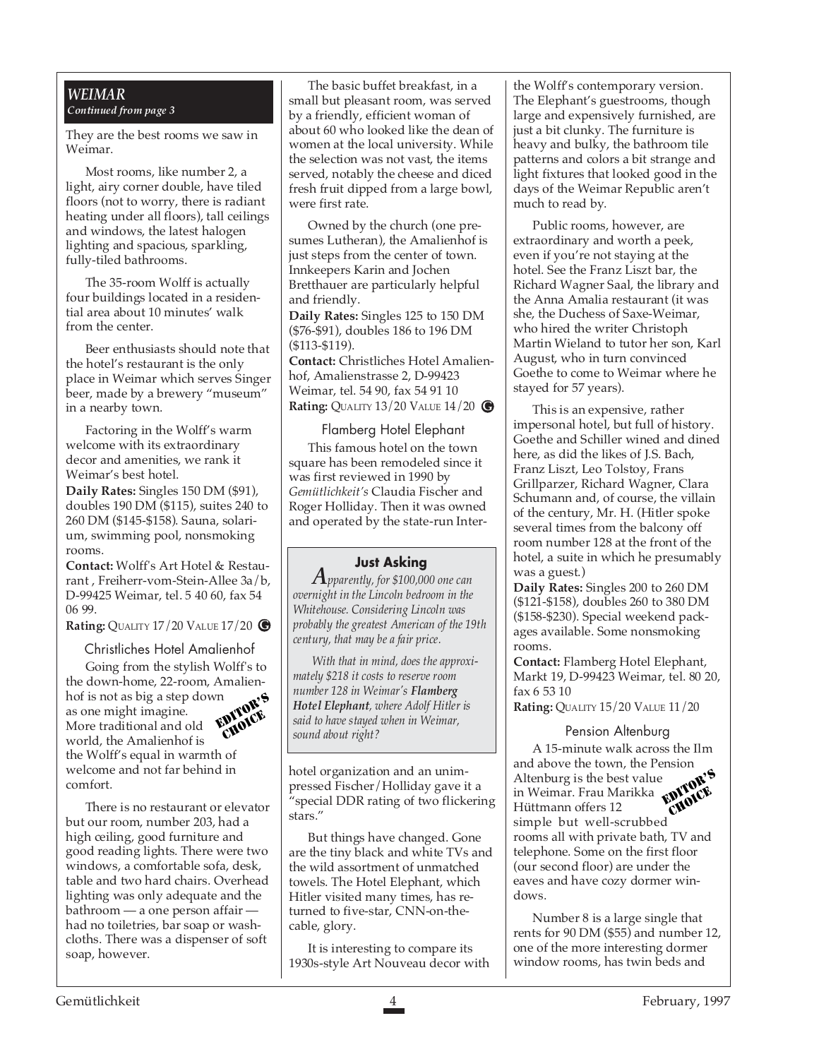## WEIMAR

*Continued from page 3*

They are the best rooms we saw in Weimar.

Most rooms, like number 2, a light, airy corner double, have tiled floors (not to worry, there is radiant heating under all floors), tall ceilings and windows, the latest halogen lighting and spacious, sparkling, fully-tiled bathrooms.

The 35-room Wolff is actually four buildings located in a residential area about 10 minutes' walk from the center.

Beer enthusiasts should note that the hotel's restaurant is the only place in Weimar which serves Singer beer, made by a brewery "museum" in a nearby town.

Factoring in the Wolff's warm welcome with its extraordinary decor and amenities, we rank it Weimar's best hotel.

**Daily Rates:** Singles 150 DM ($91), doubles 190 DM ($115), suites 240 to 260 DM ($145-$158). Sauna, solarium, swimming pool, nonsmoking rooms.

**Contact:** Wolff's Art Hotel & Restaurant , Freiherr-vom-Stein-Allee 3a/b, D-99425 Weimar, tel. 5 40 60, fax 54 06 99.

**Rating:** QUALITY 17/20 VALUE 17/20 G

### Christliches Hotel Amalienhof

EDITOR'S CHOICE

Going from the stylish Wolff's to the down-home, 22-room, Amalienhof is not as big a step down as one might imagine. More traditional and old world, the Amalienhof is the Wolff's equal in warmth of welcome and not far behind in comfort.

There is no restaurant or elevator but our room, number 203, had a high ceiling, good furniture and good reading lights. There were two windows, a comfortable sofa, desk, table and two hard chairs. Overhead lighting was only adequate and the bathroom — a one person affair — had no toiletries, bar soap or washcloths. There was a dispenser of soft soap, however.

The basic buffet breakfast, in a small but pleasant room, was served by a friendly, efficient woman of about 60 who looked like the dean of women at the local university. While the selection was not vast, the items served, notably the cheese and diced fresh fruit dipped from a large bowl, were first rate.

Owned by the church (one presumes Lutheran), the Amalienhof is just steps from the center of town. Innkeepers Karin and Jochen Bretthauer are particularly helpful and friendly.

**Daily Rates:** Singles 125 to 150 DM ($76-$91), doubles 186 to 196 DM ($113-$119).

**Contact:** Christliches Hotel Amalienhof, Amalienstrasse 2, D-99423 Weimar, tel. 54 90, fax 54 91 10

**Rating:** QUALITY 13/20 VALUE 14/20 G

### Flamberg Hotel Elephant

This famous hotel on the town square has been remodeled since it was first reviewed in 1990 by *Gemütlichkeit's* Claudia Fischer and Roger Holliday. Then it was owned and operated by the state-run Interhotel organization and an unimpressed Fischer/Holliday gave it a "special DDR rating of two flickering stars."

But things have changed. Gone are the tiny black and white TVs and the wild assortment of unmatched towels. The Hotel Elephant, which Hitler visited many times, has returned to five-star, CNN-on-the-cable, glory.

It is interesting to compare its 1930s-style Art Nouveau decor with the Wolff's contemporary version. The Elephant's guestrooms, though large and expensively furnished, are just a bit clunky. The furniture is heavy and bulky, the bathroom tile patterns and colors a bit strange and light fixtures that looked good in the days of the Weimar Republic aren't much to read by.

Public rooms, however, are extraordinary and worth a peek, even if you're not staying at the hotel. See the Franz Liszt bar, the Richard Wagner Saal, the library and the Anna Amalia restaurant (it was she, the Duchess of Saxe-Weimar, who hired the writer Christoph Martin Wieland to tutor her son, Karl August, who in turn convinced Goethe to come to Weimar where he stayed for 57 years).

This is an expensive, rather impersonal hotel, but full of history. Goethe and Schiller wined and dined here, as did the likes of J.S. Bach, Franz Liszt, Leo Tolstoy, Frans Grillparzer, Richard Wagner, Clara Schumann and, of course, the villain of the century, Mr. H. (Hitler spoke several times from the balcony off room number 128 at the front of the hotel, a suite in which he presumably was a guest.)

**Daily Rates:** Singles 200 to 260 DM ($121-$158), doubles 260 to 380 DM ($158-$230). Special weekend packages available. Some nonsmoking rooms.

**Contact:** Flamberg Hotel Elephant, Markt 19, D-99423 Weimar, tel. 80 20, fax 6 53 10

**Rating:** QUALITY 15/20 VALUE 11/20

> **Just Asking**
>
> *Apparently, for $100,000 one can overnight in the Lincoln bedroom in the Whitehouse. Considering Lincoln was probably the greatest American of the 19th century, that may be a fair price.*
>
> *With that in mind, does the approximately $218 it costs to reserve room number 128 in Weimar's **Flamberg Hotel Elephant**, where Adolf Hitler is said to have stayed when in Weimar, sound about right?*

### Pension Altenburg

EDITOR'S CHOICE

A 15-minute walk across the Ilm and above the town, the Pension Altenburg is the best value in Weimar. Frau Marikka Hüttmann offers 12 simple but well-scrubbed rooms all with private bath, TV and telephone. Some on the first floor (our second floor) are under the eaves and have cozy dormer windows.

Number 8 is a large single that rents for 90 DM ($55) and number 12, one of the more interesting dormer window rooms, has twin beds and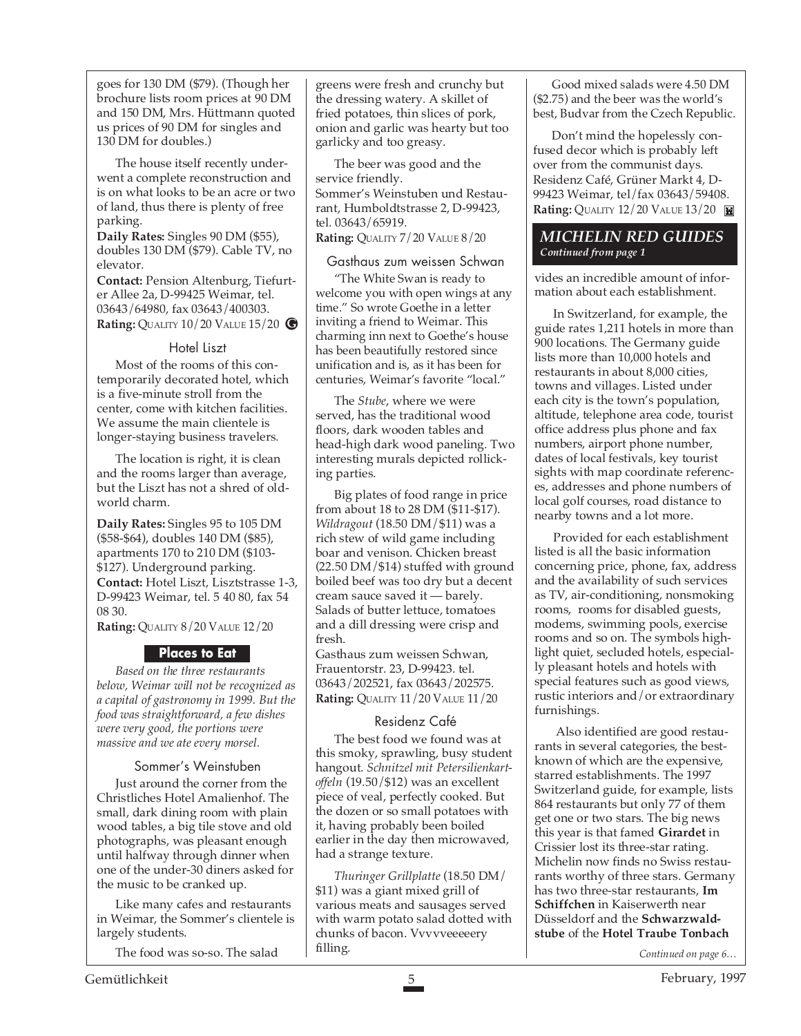goes for 130 DM ($79). (Though her brochure lists room prices at 90 DM and 150 DM, Mrs. Hüttmann quoted us prices of 90 DM for singles and 130 DM for doubles.)

The house itself recently underwent a complete reconstruction and is on what looks to be an acre or two of land, thus there is plenty of free parking.

**Daily Rates:** Singles 90 DM ($55), doubles 130 DM ($79). Cable TV, no elevator.

**Contact:** Pension Altenburg, Tiefurter Allee 2a, D-99425 Weimar, tel. 03643/64980, fax 03643/400303.

**Rating:** QUALITY 10/20 VALUE 15/20 G

### Hotel Liszt

Most of the rooms of this contemporarily decorated hotel, which is a five-minute stroll from the center, come with kitchen facilities. We assume the main clientele is longer-staying business travelers.

The location is right, it is clean and the rooms larger than average, but the Liszt has not a shred of old-world charm.

**Daily Rates:** Singles 95 to 105 DM ($58-$64), doubles 140 DM ($85), apartments 170 to 210 DM ($103-$127). Underground parking.

**Contact:** Hotel Liszt, Lisztstrasse 1-3, D-99423 Weimar, tel. 5 40 80, fax 54 08 30.

**Rating:** QUALITY 8/20 VALUE 12/20

## Places to Eat

*Based on the three restaurants below, Weimar will not be recognized as a capital of gastronomy in 1999. But the food was straightforward, a few dishes were very good, the portions were massive and we ate every morsel.*

### Sommer's Weinstuben

Just around the corner from the Christliches Hotel Amalienhof. The small, dark dining room with plain wood tables, a big tile stove and old photographs, was pleasant enough until halfway through dinner when one of the under-30 diners asked for the music to be cranked up.

Like many cafes and restaurants in Weimar, the Sommer's clientele is largely students.

The food was so-so. The salad greens were fresh and crunchy but the dressing watery. A skillet of fried potatoes, thin slices of pork, onion and garlic was hearty but too garlicky and too greasy.

The beer was good and the service friendly.

Sommer's Weinstuben und Restaurant, Humboldtstrasse 2, D-99423, tel. 03643/65919.

**Rating:** QUALITY 7/20 VALUE 8/20

### Gasthaus zum weissen Schwan

"The White Swan is ready to welcome you with open wings at any time." So wrote Goethe in a letter inviting a friend to Weimar. This charming inn next to Goethe's house has been beautifully restored since unification and is, as it has been for centuries, Weimar's favorite "local."

The *Stube*, where we were served, has the traditional wood floors, dark wooden tables and head-high dark wood paneling. Two interesting murals depicted rollicking parties.

Big plates of food range in price from about 18 to 28 DM ($11-$17). *Wildragout* (18.50 DM/$11) was a rich stew of wild game including boar and venison. Chicken breast (22.50 DM/$14) stuffed with ground boiled beef was too dry but a decent cream sauce saved it — barely. Salads of butter lettuce, tomatoes and a dill dressing were crisp and fresh.

Gasthaus zum weissen Schwan, Frauentorstr. 23, D-99423. tel. 03643/202521, fax 03643/202575.

**Rating:** QUALITY 11/20 VALUE 11/20

### Residenz Café

The best food we found was at this smoky, sprawling, busy student hangout. *Schnitzel mit Petersilienkartoffeln* (19.50/$12) was an excellent piece of veal, perfectly cooked. But the dozen or so small potatoes with it, having probably been boiled earlier in the day then microwaved, had a strange texture.

*Thuringer Grillplatte* (18.50 DM/$11) was a giant mixed grill of various meats and sausages served with warm potato salad dotted with chunks of bacon. Vvvvveeeeery filling.

Good mixed salads were 4.50 DM ($2.75) and the beer was the world's best, Budvar from the Czech Republic.

Don't mind the hopelessly confused decor which is probably left over from the communist days.

Residenz Café, Grüner Markt 4, D-99423 Weimar, tel/fax 03643/59408.

**Rating:** QUALITY 12/20 VALUE 13/20

## *MICHELIN RED GUIDES*

*Continued from page 1*

vides an incredible amount of information about each establishment.

In Switzerland, for example, the guide rates 1,211 hotels in more than 900 locations. The Germany guide lists more than 10,000 hotels and restaurants in about 8,000 cities, towns and villages. Listed under each city is the town's population, altitude, telephone area code, tourist office address plus phone and fax numbers, airport phone number, dates of local festivals, key tourist sights with map coordinate references, addresses and phone numbers of local golf courses, road distance to nearby towns and a lot more.

Provided for each establishment listed is all the basic information concerning price, phone, fax, address and the availability of such services as TV, air-conditioning, nonsmoking rooms, rooms for disabled guests, modems, swimming pools, exercise rooms and so on. The symbols highlight quiet, secluded hotels, especially pleasant hotels and hotels with special features such as good views, rustic interiors and/or extraordinary furnishings.

Also identified are good restaurants in several categories, the best-known of which are the expensive, starred establishments. The 1997 Switzerland guide, for example, lists 864 restaurants but only 77 of them get one or two stars. The big news this year is that famed **Girardet** in Crissier lost its three-star rating. Michelin now finds no Swiss restaurants worthy of three stars. Germany has two three-star restaurants, **Im Schiffchen** in Kaiserwerth near Düsseldorf and the **Schwarzwaldstube** of the **Hotel Traube Tonbach**

*Continued on page 6…*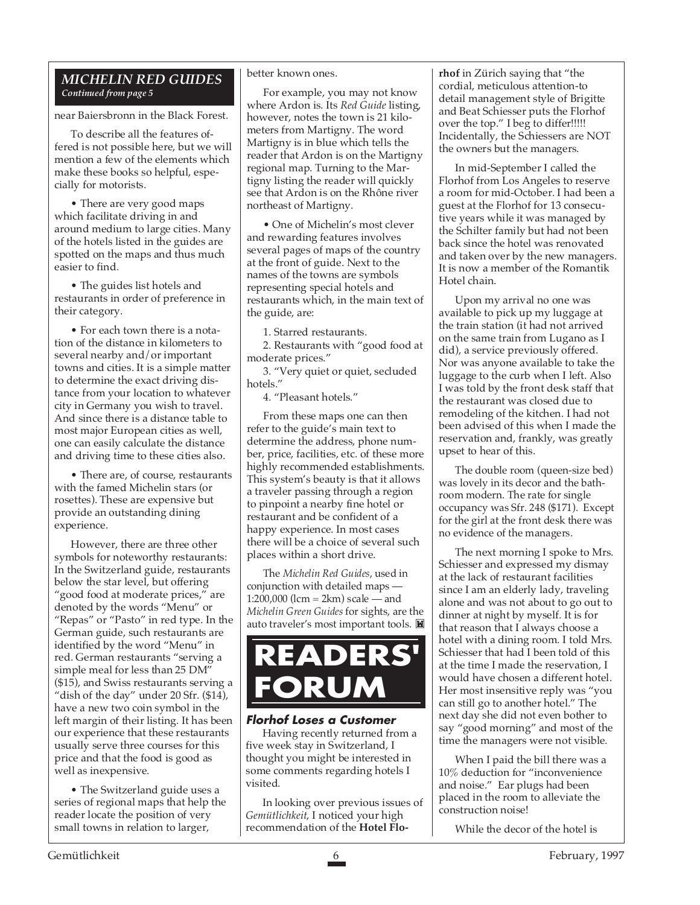### *MICHELIN RED GUIDES*
*Continued from page 5*

near Baiersbronn in the Black Forest.

To describe all the features offered is not possible here, but we will mention a few of the elements which make these books so helpful, especially for motorists.

• There are very good maps which facilitate driving in and around medium to large cities. Many of the hotels listed in the guides are spotted on the maps and thus much easier to find.

• The guides list hotels and restaurants in order of preference in their category.

• For each town there is a notation of the distance in kilometers to several nearby and/or important towns and cities. It is a simple matter to determine the exact driving distance from your location to whatever city in Germany you wish to travel. And since there is a distance table to most major European cities as well, one can easily calculate the distance and driving time to these cities also.

• There are, of course, restaurants with the famed Michelin stars (or rosettes). These are expensive but provide an outstanding dining experience.

However, there are three other symbols for noteworthy restaurants: In the Switzerland guide, restaurants below the star level, but offering "good food at moderate prices," are denoted by the words "Menu" or "Repas" or "Pasto" in red type. In the German guide, such restaurants are identified by the word "Menu" in red. German restaurants "serving a simple meal for less than 25 DM" ($15), and Swiss restaurants serving a "dish of the day" under 20 Sfr. ($14), have a new two coin symbol in the left margin of their listing. It has been our experience that these restaurants usually serve three courses for this price and that the food is good as well as inexpensive.

• The Switzerland guide uses a series of regional maps that help the reader locate the position of very small towns in relation to larger, better known ones.

For example, you may not know where Ardon is. Its *Red Guide* listing, however, notes the town is 21 kilometers from Martigny. The word Martigny is in blue which tells the reader that Ardon is on the Martigny regional map. Turning to the Martigny listing the reader will quickly see that Ardon is on the Rhône river northeast of Martigny.

• One of Michelin's most clever and rewarding features involves several pages of maps of the country at the front of guide. Next to the names of the towns are symbols representing special hotels and restaurants which, in the main text of the guide, are:

1. Starred restaurants.
2. Restaurants with "good food at moderate prices."
3. "Very quiet or quiet, secluded hotels."
4. "Pleasant hotels."

From these maps one can then refer to the guide's main text to determine the address, phone number, price, facilities, etc. of these more highly recommended establishments. This system's beauty is that it allows a traveler passing through a region to pinpoint a nearby fine hotel or restaurant and be confident of a happy experience. In most cases there will be a choice of several such places within a short drive.

The *Michelin Red Guides*, used in conjunction with detailed maps — 1:200,000 (lcm = 2km) scale — and *Michelin Green Guides* for sights, are the auto traveler's most important tools.

# READERS' FORUM

### *Florhof Loses a Customer*

Having recently returned from a five week stay in Switzerland, I thought you might be interested in some comments regarding hotels I visited.

In looking over previous issues of *Gemütlichkeit*, I noticed your high recommendation of the **Hotel Florhof** in Zürich saying that "the cordial, meticulous attention-to detail management style of Brigitte and Beat Schiesser puts the Florhof over the top." I beg to differ!!!!! Incidentally, the Schiessers are NOT the owners but the managers.

In mid-September I called the Florhof from Los Angeles to reserve a room for mid-October. I had been a guest at the Florhof for 13 consecutive years while it was managed by the Schilter family but had not been back since the hotel was renovated and taken over by the new managers. It is now a member of the Romantik Hotel chain.

Upon my arrival no one was available to pick up my luggage at the train station (it had not arrived on the same train from Lugano as I did), a service previously offered. Nor was anyone available to take the luggage to the curb when I left. Also I was told by the front desk staff that the restaurant was closed due to remodeling of the kitchen. I had not been advised of this when I made the reservation and, frankly, was greatly upset to hear of this.

The double room (queen-size bed) was lovely in its decor and the bathroom modern. The rate for single occupancy was Sfr. 248 ($171). Except for the girl at the front desk there was no evidence of the managers.

The next morning I spoke to Mrs. Schiesser and expressed my dismay at the lack of restaurant facilities since I am an elderly lady, traveling alone and was not about to go out to dinner at night by myself. It is for that reason that I always choose a hotel with a dining room. I told Mrs. Schiesser that had I been told of this at the time I made the reservation, I would have chosen a different hotel. Her most insensitive reply was "you can still go to another hotel." The next day she did not even bother to say "good morning" and most of the time the managers were not visible.

When I paid the bill there was a 10% deduction for "inconvenience and noise." Ear plugs had been placed in the room to alleviate the construction noise!

While the decor of the hotel is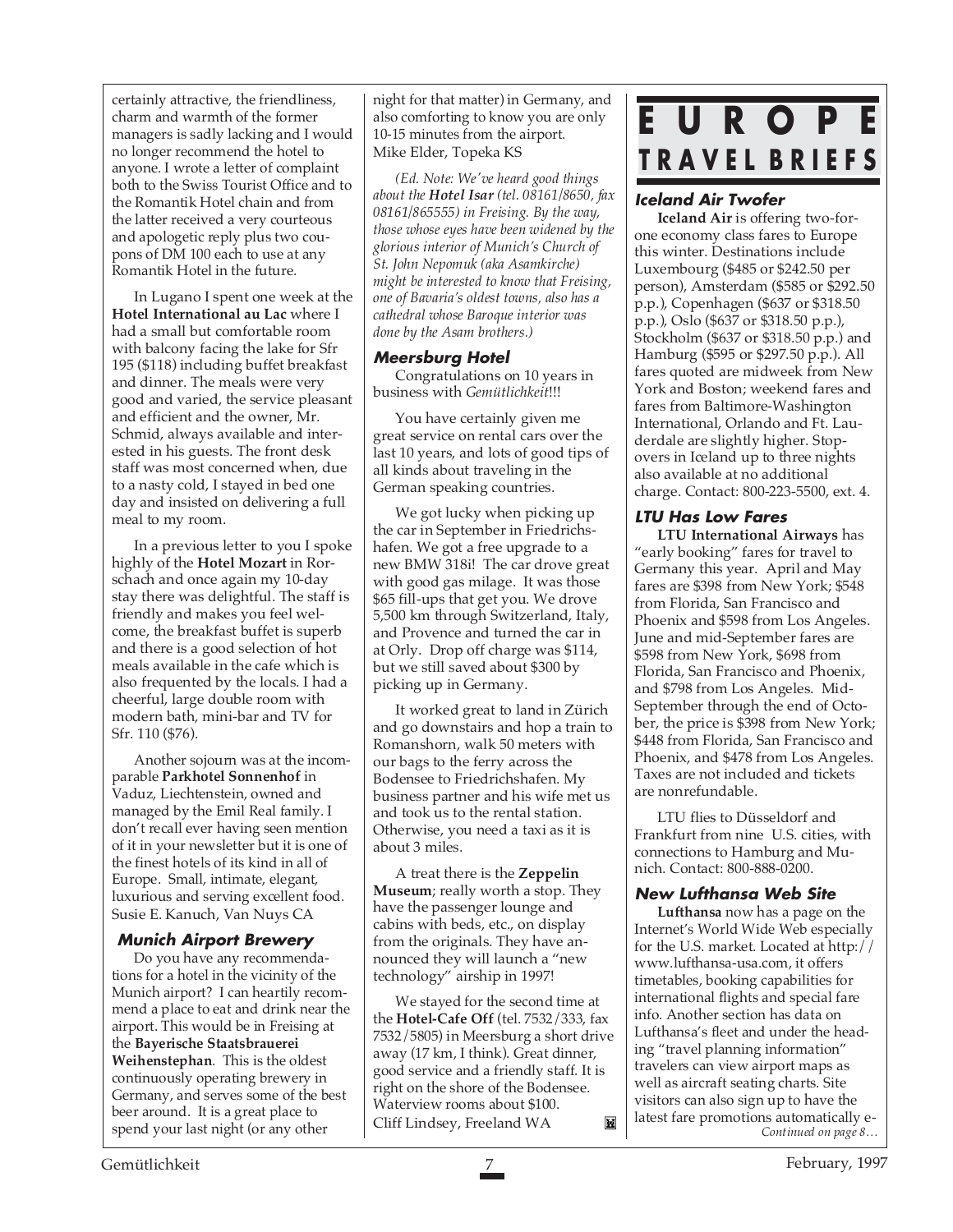certainly attractive, the friendliness, charm and warmth of the former managers is sadly lacking and I would no longer recommend the hotel to anyone. I wrote a letter of complaint both to the Swiss Tourist Office and to the Romantik Hotel chain and from the latter received a very courteous and apologetic reply plus two coupons of DM 100 each to use at any Romantik Hotel in the future.

In Lugano I spent one week at the **Hotel International au Lac** where I had a small but comfortable room with balcony facing the lake for Sfr 195 ($118) including buffet breakfast and dinner. The meals were very good and varied, the service pleasant and efficient and the owner, Mr. Schmid, always available and interested in his guests. The front desk staff was most concerned when, due to a nasty cold, I stayed in bed one day and insisted on delivering a full meal to my room.

In a previous letter to you I spoke highly of the **Hotel Mozart** in Rorschach and once again my 10-day stay there was delightful. The staff is friendly and makes you feel welcome, the breakfast buffet is superb and there is a good selection of hot meals available in the cafe which is also frequented by the locals. I had a cheerful, large double room with modern bath, mini-bar and TV for Sfr. 110 ($76).

Another sojourn was at the incomparable **Parkhotel Sonnenhof** in Vaduz, Liechtenstein, owned and managed by the Emil Real family. I don't recall ever having seen mention of it in your newsletter but it is one of the finest hotels of its kind in all of Europe. Small, intimate, elegant, luxurious and serving excellent food.
Susie E. Kanuch, Van Nuys CA

### Munich Airport Brewery

Do you have any recommendations for a hotel in the vicinity of the Munich airport? I can heartily recommend a place to eat and drink near the airport. This would be in Freising at the **Bayerische Staatsbrauerei Weihenstephan**. This is the oldest continuously operating brewery in Germany, and serves some of the best beer around. It is a great place to spend your last night (or any other night for that matter) in Germany, and also comforting to know you are only 10-15 minutes from the airport.
Mike Elder, Topeka KS

*(Ed. Note: We've heard good things about the **Hotel Isar** (tel. 08161/8650, fax 08161/865555) in Freising. By the way, those whose eyes have been widened by the glorious interior of Munich's Church of St. John Nepomuk (aka Asamkirche) might be interested to know that Freising, one of Bavaria's oldest towns, also has a cathedral whose Baroque interior was done by the Asam brothers.)*

### Meersburg Hotel

Congratulations on 10 years in business with *Gemütlichkeit*!!!

You have certainly given me great service on rental cars over the last 10 years, and lots of good tips of all kinds about traveling in the German speaking countries.

We got lucky when picking up the car in September in Friedrichshafen. We got a free upgrade to a new BMW 318i! The car drove great with good gas milage. It was those $65 fill-ups that get you. We drove 5,500 km through Switzerland, Italy, and Provence and turned the car in at Orly. Drop off charge was $114, but we still saved about $300 by picking up in Germany.

It worked great to land in Zürich and go downstairs and hop a train to Romanshorn, walk 50 meters with our bags to the ferry across the Bodensee to Friedrichshafen. My business partner and his wife met us and took us to the rental station. Otherwise, you need a taxi as it is about 3 miles.

A treat there is the **Zeppelin Museum**; really worth a stop. They have the passenger lounge and cabins with beds, etc., on display from the originals. They have announced they will launch a "new technology" airship in 1997!

We stayed for the second time at the **Hotel-Cafe Off** (tel. 7532/333, fax 7532/5805) in Meersburg a short drive away (17 km, I think). Great dinner, good service and a friendly staff. It is right on the shore of the Bodensee. Waterview rooms about $100.
Cliff Lindsey, Freeland WA

# EUROPE TRAVEL BRIEFS

### Iceland Air Twofer

**Iceland Air** is offering two-for-one economy class fares to Europe this winter. Destinations include Luxembourg ($485 or $242.50 per person), Amsterdam ($585 or $292.50 p.p.), Copenhagen ($637 or $318.50 p.p.), Oslo ($637 or $318.50 p.p.), Stockholm ($637 or $318.50 p.p.) and Hamburg ($595 or $297.50 p.p.). All fares quoted are midweek from New York and Boston; weekend fares and fares from Baltimore-Washington International, Orlando and Ft. Lauderdale are slightly higher. Stopovers in Iceland up to three nights also available at no additional charge. Contact: 800-223-5500, ext. 4.

### LTU Has Low Fares

**LTU International Airways** has "early booking" fares for travel to Germany this year. April and May fares are $398 from New York; $548 from Florida, San Francisco and Phoenix and $598 from Los Angeles. June and mid-September fares are $598 from New York, $698 from Florida, San Francisco and Phoenix, and $798 from Los Angeles. Mid-September through the end of October, the price is $398 from New York; $448 from Florida, San Francisco and Phoenix, and $478 from Los Angeles. Taxes are not included and tickets are nonrefundable.

LTU flies to Düsseldorf and Frankfurt from nine U.S. cities, with connections to Hamburg and Munich. Contact: 800-888-0200.

### New Lufthansa Web Site

**Lufthansa** now has a page on the Internet's World Wide Web especially for the U.S. market. Located at http://www.lufthansa-usa.com, it offers timetables, booking capabilities for international flights and special fare info. Another section has data on Lufthansa's fleet and under the heading "travel planning information" travelers can view airport maps as well as aircraft seating charts. Site visitors can also sign up to have the latest fare promotions automatically e-

*Continued on page 8…*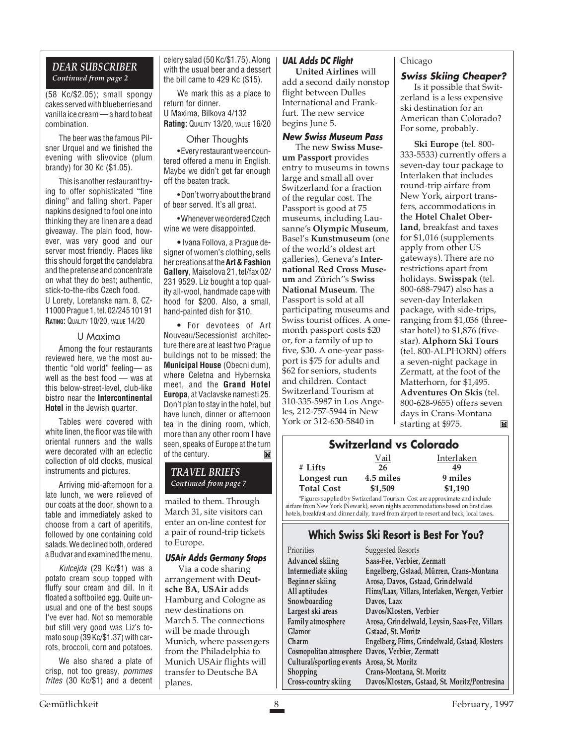## DEAR SUBSCRIBER
*Continued from page 2*

(58 Kc/$2.05); small spongy cakes served with blueberries and vanilla ice cream — a hard to beat combination.

The beer was the famous Pilsner Urquel and we finished the evening with slivovice (plum brandy) for 30 Kc ($1.05).

This is another restaurant trying to offer sophisticated "fine dining" and falling short. Paper napkins designed to fool one into thinking they are linen are a dead giveaway. The plain food, however, was very good and our server most friendly. Places like this should forget the candelabra and the pretense and concentrate on what they do best; authentic, stick-to-the-ribs Czech food.

U Lorety, Loretanske nam. 8, CZ-11000 Prague 1, tel. 02/245 101 91
**Rating:** Quality 10/20, Value 14/20

### U Maxima

Among the four restaurants reviewed here, we the most authentic "old world" feeling— as well as the best food — was at this below-street-level, club-like bistro near the **Intercontinental Hotel** in the Jewish quarter.

Tables were covered with white linen, the floor was tile with oriental runners and the walls were decorated with an eclectic collection of old clocks, musical instruments and pictures.

Arriving mid-afternoon for a late lunch, we were relieved of our coats at the door, shown to a table and immediately asked to choose from a cart of aperitifs, followed by one containing cold salads. We declined both, ordered a Budvar and examined the menu.

*Kulcejda* (29 Kc/$1) was a potato cream soup topped with fluffy sour cream and dill. In it floated a softboiled egg. Quite unusual and one of the best soups I've ever had. Not so memorable but still very good was Liz's tomato soup (39 Kc/$1.37) with carrots, broccoli, corn and potatoes.

We also shared a plate of crisp, not too greasy, *pommes frites* (30 Kc/$1) and a decent celery salad (50 Kc/$1.75). Along with the usual beer and a dessert the bill came to 429 Kc ($15).

We mark this as a place to return for dinner.

U Maxima, Bilkova 4/132
**Rating:** Quality 13/20, Value 16/20

### Other Thoughts

• Every restaurant we encountered offered a menu in English. Maybe we didn't get far enough off the beaten track.

• Don't worry about the brand of beer served. It's all great.

• Whenever we ordered Czech wine we were disappointed.

• Ivana Follova, a Prague designer of women's clothing, sells her creations at the **Art & Fashion Gallery**, Maiselova 21, tel/fax 02/ 231 9529. Liz bought a top quality all-wool, handmade cape with hood for $200. Also, a small, hand-painted dish for $10.

• For devotees of Art Nouveau/Secessionist architecture there are at least two Prague buildings not to be missed: the **Municipal House** (Obecni dum), where Celetna and Hybernska meet, and the **Grand Hotel Europa**, at Vaclavske namesti 25. Don't plan to stay in the hotel, but have lunch, dinner or afternoon tea in the dining room, which, more than any other room I have seen, speaks of Europe at the turn of the century.

## TRAVEL BRIEFS
*Continued from page 7*

mailed to them. Through March 31, site visitors can enter an on-line contest for a pair of round-trip tickets to Europe.

### USAir Adds Germany Stops

Via a code sharing arrangement with **Deutsche BA**, **USAir** adds Hamburg and Cologne as new destinations on March 5. The connections will be made through Munich, where passengers from the Philadelphia to Munich USAir flights will transfer to Deutsche BA planes.

### UAL Adds DC Flight

**United Airlines** will add a second daily nonstop flight between Dulles International and Frankfurt. The new service begins June 5.

### New Swiss Museum Pass

The new **Swiss Museum Passport** provides entry to museums in towns large and small all over Switzerland for a fraction of the regular cost. The Passport is good at 75 museums, including Lausanne's **Olympic Museum**, Basel's **Kunstmuseum** (one of the world's oldest art galleries), Geneva's **International Red Cross Museum** and Zürich''s **Swiss National Museum**. The Passport is sold at all participating museums and Swiss tourist offices. A one-month passport costs $20 or, for a family of up to five, $30. A one-year passport is $75 for adults and $62 for seniors, students and children. Contact Switzerland Tourism at 310-335-5987 in Los Angeles, 212-757-5944 in New York or 312-630-5840 in Chicago

### Swiss Skiing Cheaper?

Is it possible that Switzerland is a less expensive ski destination for an American than Colorado? For some, probably.

**Ski Europe** (tel. 800-333-5533) currently offers a seven-day tour package to Interlaken that includes round-trip airfare from New York, airport transfers, accommodations in the **Hotel Chalet Oberland**, breakfast and taxes for $1,016 (supplements apply from other US gateways). There are no restrictions apart from holidays. **Swisspak** (tel. 800-688-7947) also has a seven-day Interlaken package, with side-trips, ranging from $1,036 (three-star hotel) to $1,876 (five-star). **Alphorn Ski Tours** (tel. 800-ALPHORN) offers a seven-night package in Zermatt, at the foot of the Matterhorn, for $1,495. **Adventures On Skis** (tel. 800-628-9655) offers seven days in Crans-Montana starting at $975.

### Switzerland vs Colorado

| | Vail | Interlaken |
|---|---|---|
| **# Lifts** | **26** | **49** |
| **Longest run** | **4.5 miles** | **9 miles** |
| **Total Cost** | **$1,509** | **$1,190** |

*Figures supplied by Swtizerland Tourism. Cost are approximate and include airfare from New York (Newark), seven nights accommodations based on first class hotels, breakfast and dinner daily, travel from airport to resort and back, local taxes,.

### Which Swiss Ski Resort is Best For You?

| Priorities | Suggested Resorts |
|---|---|
| **Advanced skiing** | **Saas-Fee, Verbier, Zermatt** |
| **Intermediate skiing** | **Engelberg, Gstaad, Mürren, Crans-Montana** |
| **Beginner skiing** | **Arosa, Davos, Gstaad, Grindelwald** |
| **All aptitudes** | **Flims/Laax, Villars, Interlaken, Wengen, Verbier** |
| **Snowboarding** | **Davos, Laax** |
| **Largest ski areas** | **Davos/Klosters, Verbier** |
| **Family atmosphere** | **Arosa, Grindelwald, Leysin, Saas-Fee, Villars** |
| **Glamor** | **Gstaad, St. Moritz** |
| **Charm** | **Engelberg, Flims, Grindelwald, Gstaad, Klosters** |
| **Cosmopolitan atmosphere** | **Davos, Verbier, Zermatt** |
| **Cultural/sporting events** | **Arosa, St. Moritz** |
| **Shopping** | **Crans-Montana, St. Moritz** |
| **Cross-country skiing** | **Davos/Klosters, Gstaad, St. Moritz/Pontresina** |